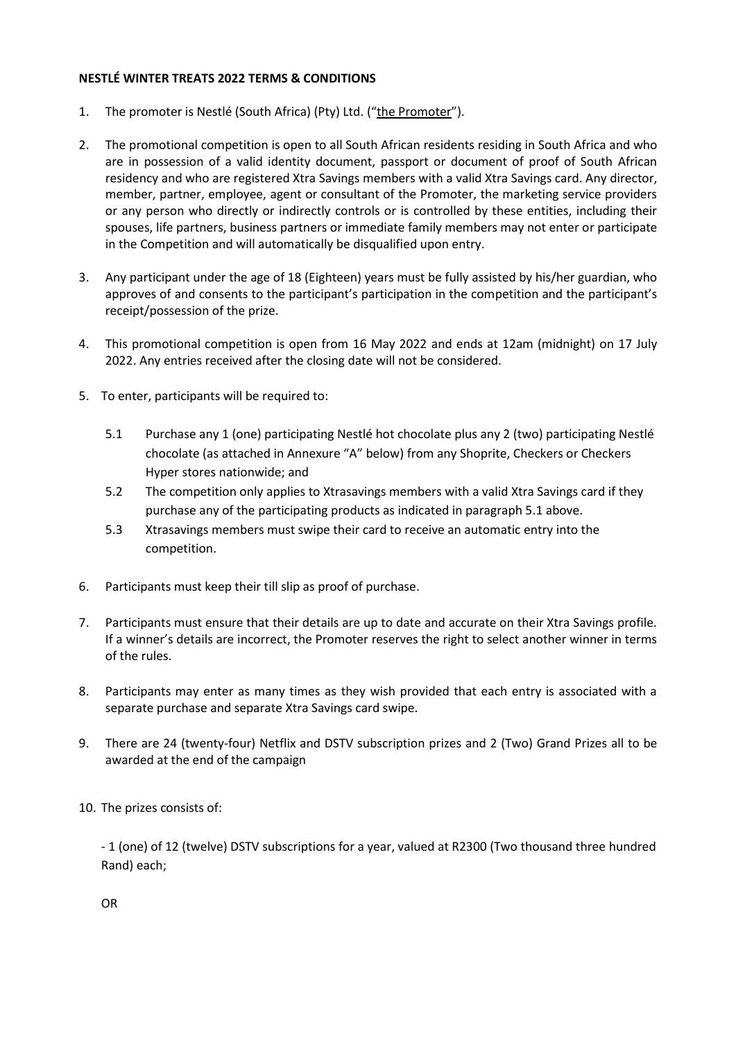**NESTLÉ WINTER TREATS 2022 TERMS & CONDITIONS**

1. The promoter is Nestlé (South Africa) (Pty) Ltd. ("the Promoter").

2. The promotional competition is open to all South African residents residing in South Africa and who are in possession of a valid identity document, passport or document of proof of South African residency and who are registered Xtra Savings members with a valid Xtra Savings card. Any director, member, partner, employee, agent or consultant of the Promoter, the marketing service providers or any person who directly or indirectly controls or is controlled by these entities, including their spouses, life partners, business partners or immediate family members may not enter or participate in the Competition and will automatically be disqualified upon entry.

3. Any participant under the age of 18 (Eighteen) years must be fully assisted by his/her guardian, who approves of and consents to the participant's participation in the competition and the participant's receipt/possession of the prize.

4. This promotional competition is open from 16 May 2022 and ends at 12am (midnight) on 17 July 2022. Any entries received after the closing date will not be considered.

5. To enter, participants will be required to:

   5.1 Purchase any 1 (one) participating Nestlé hot chocolate plus any 2 (two) participating Nestlé chocolate (as attached in Annexure "A" below) from any Shoprite, Checkers or Checkers Hyper stores nationwide; and

   5.2 The competition only applies to Xtrasavings members with a valid Xtra Savings card if they purchase any of the participating products as indicated in paragraph 5.1 above.

   5.3 Xtrasavings members must swipe their card to receive an automatic entry into the competition.

6. Participants must keep their till slip as proof of purchase.

7. Participants must ensure that their details are up to date and accurate on their Xtra Savings profile. If a winner's details are incorrect, the Promoter reserves the right to select another winner in terms of the rules.

8. Participants may enter as many times as they wish provided that each entry is associated with a separate purchase and separate Xtra Savings card swipe.

9. There are 24 (twenty-four) Netflix and DSTV subscription prizes and 2 (Two) Grand Prizes all to be awarded at the end of the campaign

10. The prizes consists of:

    - 1 (one) of 12 (twelve) DSTV subscriptions for a year, valued at R2300 (Two thousand three hundred Rand) each;

    OR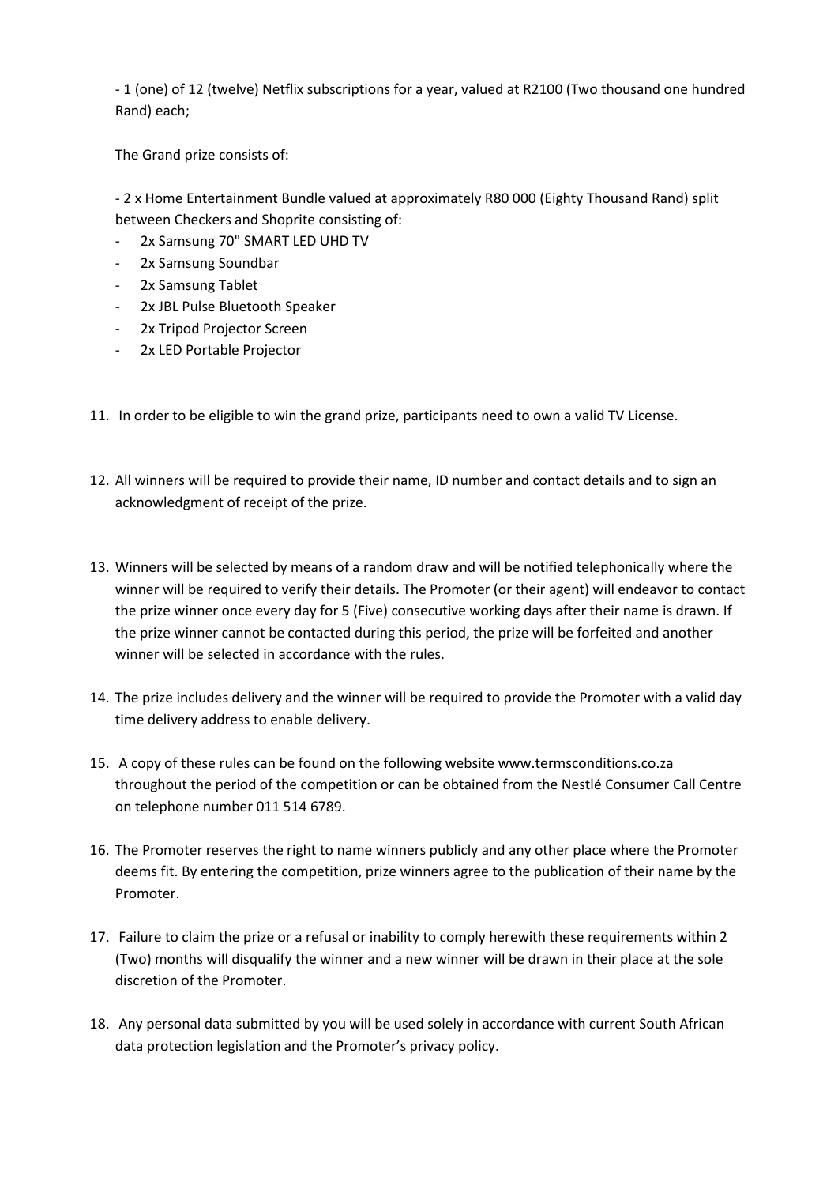- 1 (one) of 12 (twelve) Netflix subscriptions for a year, valued at R2100 (Two thousand one hundred Rand) each;

The Grand prize consists of:

- 2 x Home Entertainment Bundle valued at approximately R80 000 (Eighty Thousand Rand) split between Checkers and Shoprite consisting of:
  - 2x Samsung 70" SMART LED UHD TV
  - 2x Samsung Soundbar
  - 2x Samsung Tablet
  - 2x JBL Pulse Bluetooth Speaker
  - 2x Tripod Projector Screen
  - 2x LED Portable Projector

11. In order to be eligible to win the grand prize, participants need to own a valid TV License.

12. All winners will be required to provide their name, ID number and contact details and to sign an acknowledgment of receipt of the prize.

13. Winners will be selected by means of a random draw and will be notified telephonically where the winner will be required to verify their details. The Promoter (or their agent) will endeavor to contact the prize winner once every day for 5 (Five) consecutive working days after their name is drawn. If the prize winner cannot be contacted during this period, the prize will be forfeited and another winner will be selected in accordance with the rules.

14. The prize includes delivery and the winner will be required to provide the Promoter with a valid day time delivery address to enable delivery.

15. A copy of these rules can be found on the following website www.termsconditions.co.za throughout the period of the competition or can be obtained from the Nestlé Consumer Call Centre on telephone number 011 514 6789.

16. The Promoter reserves the right to name winners publicly and any other place where the Promoter deems fit. By entering the competition, prize winners agree to the publication of their name by the Promoter.

17. Failure to claim the prize or a refusal or inability to comply herewith these requirements within 2 (Two) months will disqualify the winner and a new winner will be drawn in their place at the sole discretion of the Promoter.

18. Any personal data submitted by you will be used solely in accordance with current South African data protection legislation and the Promoter's privacy policy.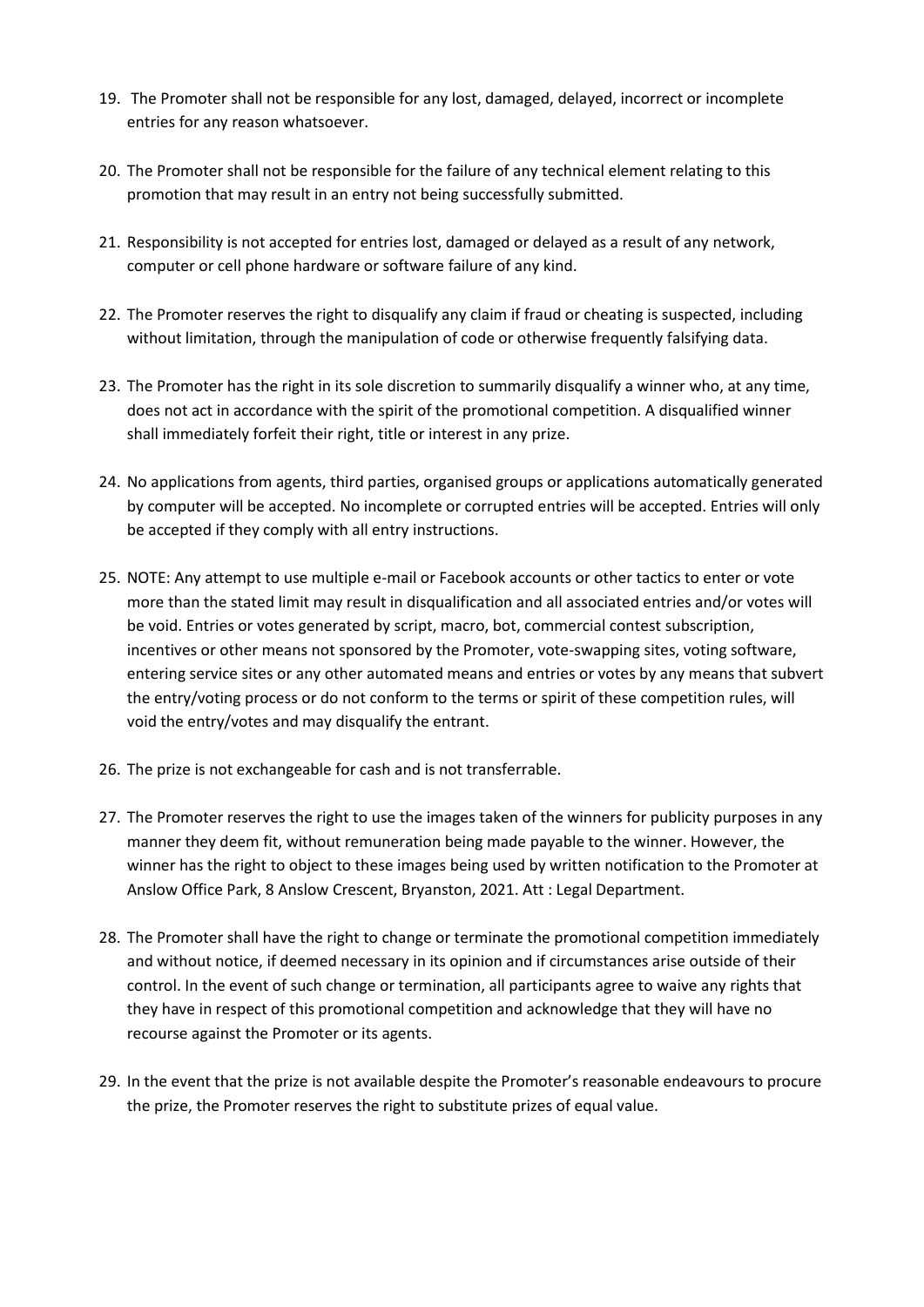19. The Promoter shall not be responsible for any lost, damaged, delayed, incorrect or incomplete entries for any reason whatsoever.

20. The Promoter shall not be responsible for the failure of any technical element relating to this promotion that may result in an entry not being successfully submitted.

21. Responsibility is not accepted for entries lost, damaged or delayed as a result of any network, computer or cell phone hardware or software failure of any kind.

22. The Promoter reserves the right to disqualify any claim if fraud or cheating is suspected, including without limitation, through the manipulation of code or otherwise frequently falsifying data.

23. The Promoter has the right in its sole discretion to summarily disqualify a winner who, at any time, does not act in accordance with the spirit of the promotional competition. A disqualified winner shall immediately forfeit their right, title or interest in any prize.

24. No applications from agents, third parties, organised groups or applications automatically generated by computer will be accepted. No incomplete or corrupted entries will be accepted. Entries will only be accepted if they comply with all entry instructions.

25. NOTE: Any attempt to use multiple e-mail or Facebook accounts or other tactics to enter or vote more than the stated limit may result in disqualification and all associated entries and/or votes will be void. Entries or votes generated by script, macro, bot, commercial contest subscription, incentives or other means not sponsored by the Promoter, vote-swapping sites, voting software, entering service sites or any other automated means and entries or votes by any means that subvert the entry/voting process or do not conform to the terms or spirit of these competition rules, will void the entry/votes and may disqualify the entrant.

26. The prize is not exchangeable for cash and is not transferrable.

27. The Promoter reserves the right to use the images taken of the winners for publicity purposes in any manner they deem fit, without remuneration being made payable to the winner. However, the winner has the right to object to these images being used by written notification to the Promoter at Anslow Office Park, 8 Anslow Crescent, Bryanston, 2021. Att : Legal Department.

28. The Promoter shall have the right to change or terminate the promotional competition immediately and without notice, if deemed necessary in its opinion and if circumstances arise outside of their control. In the event of such change or termination, all participants agree to waive any rights that they have in respect of this promotional competition and acknowledge that they will have no recourse against the Promoter or its agents.

29. In the event that the prize is not available despite the Promoter's reasonable endeavours to procure the prize, the Promoter reserves the right to substitute prizes of equal value.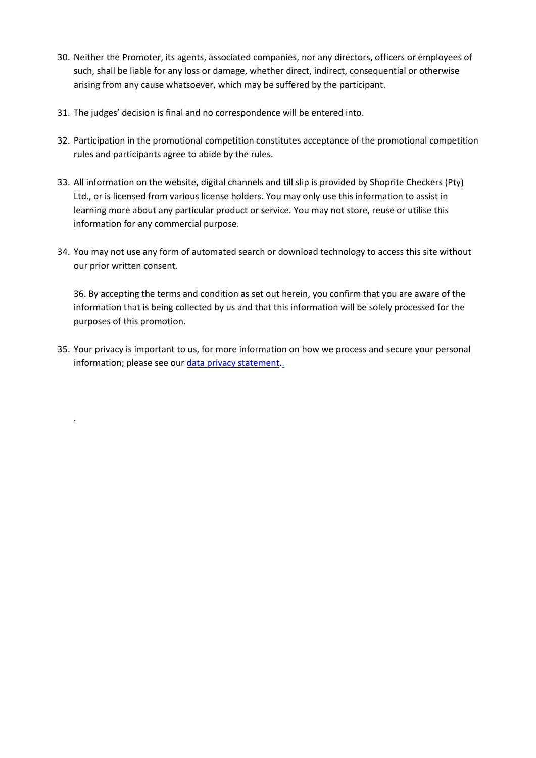30. Neither the Promoter, its agents, associated companies, nor any directors, officers or employees of such, shall be liable for any loss or damage, whether direct, indirect, consequential or otherwise arising from any cause whatsoever, which may be suffered by the participant.

31. The judges' decision is final and no correspondence will be entered into.

32. Participation in the promotional competition constitutes acceptance of the promotional competition rules and participants agree to abide by the rules.

33. All information on the website, digital channels and till slip is provided by Shoprite Checkers (Pty) Ltd., or is licensed from various license holders. You may only use this information to assist in learning more about any particular product or service. You may not store, reuse or utilise this information for any commercial purpose.

34. You may not use any form of automated search or download technology to access this site without our prior written consent.

    36. By accepting the terms and condition as set out herein, you confirm that you are aware of the information that is being collected by us and that this information will be solely processed for the purposes of this promotion.

35. Your privacy is important to us, for more information on how we process and secure your personal information; please see our data privacy statement..

.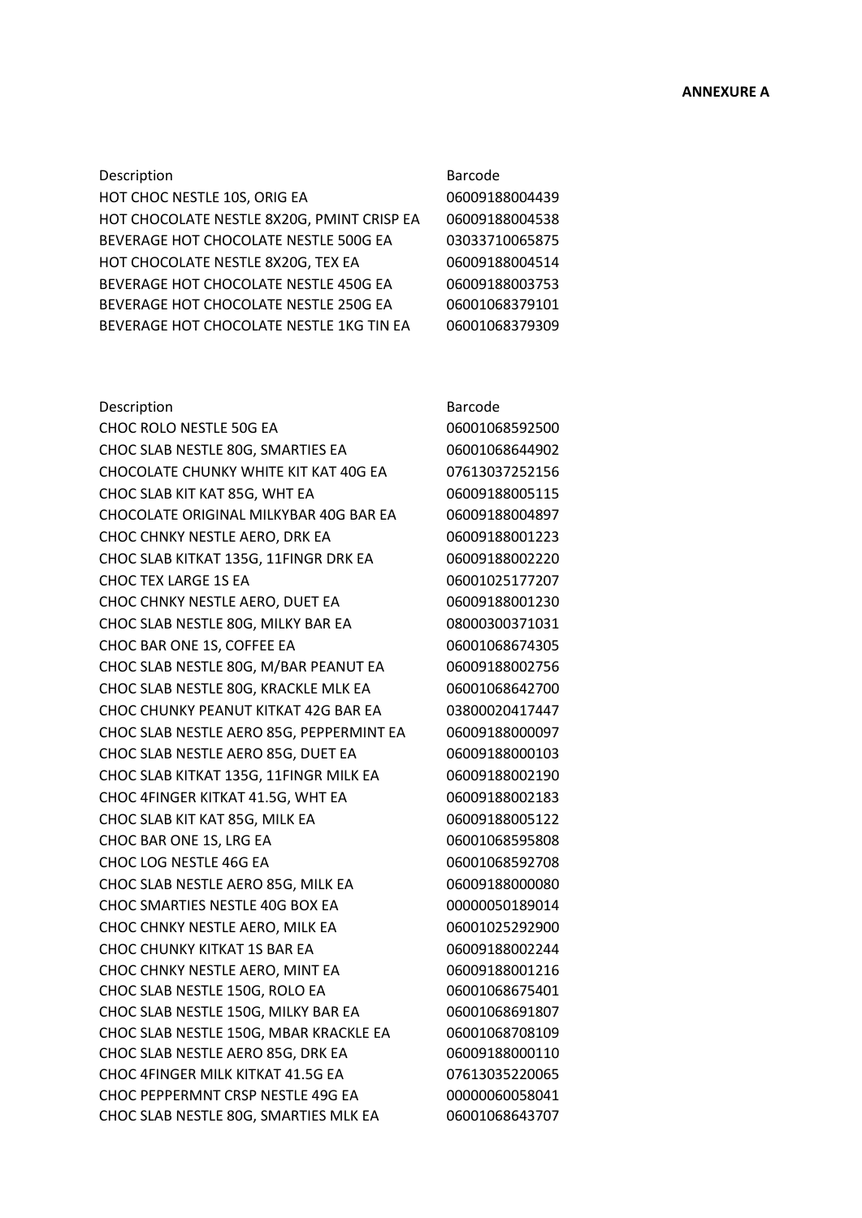**ANNEXURE A**

| Description | Barcode |
| --- | --- |
| HOT CHOC NESTLE 10S, ORIG EA | 06009188004439 |
| HOT CHOCOLATE NESTLE 8X20G, PMINT CRISP EA | 06009188004538 |
| BEVERAGE HOT CHOCOLATE NESTLE 500G EA | 03033710065875 |
| HOT CHOCOLATE NESTLE 8X20G, TEX EA | 06009188004514 |
| BEVERAGE HOT CHOCOLATE NESTLE 450G EA | 06009188003753 |
| BEVERAGE HOT CHOCOLATE NESTLE 250G EA | 06001068379101 |
| BEVERAGE HOT CHOCOLATE NESTLE 1KG TIN EA | 06001068379309 |

| Description | Barcode |
| --- | --- |
| CHOC ROLO NESTLE 50G EA | 06001068592500 |
| CHOC SLAB NESTLE 80G, SMARTIES EA | 06001068644902 |
| CHOCOLATE CHUNKY WHITE KIT KAT 40G EA | 07613037252156 |
| CHOC SLAB KIT KAT 85G, WHT EA | 06009188005115 |
| CHOCOLATE ORIGINAL MILKYBAR 40G BAR EA | 06009188004897 |
| CHOC CHNKY NESTLE AERO, DRK EA | 06009188001223 |
| CHOC SLAB KITKAT 135G, 11FINGR DRK EA | 06009188002220 |
| CHOC TEX LARGE 1S EA | 06001025177207 |
| CHOC CHNKY NESTLE AERO, DUET EA | 06009188001230 |
| CHOC SLAB NESTLE 80G, MILKY BAR EA | 08000300371031 |
| CHOC BAR ONE 1S, COFFEE EA | 06001068674305 |
| CHOC SLAB NESTLE 80G, M/BAR PEANUT EA | 06009188002756 |
| CHOC SLAB NESTLE 80G, KRACKLE MLK EA | 06001068642700 |
| CHOC CHUNKY PEANUT KITKAT 42G BAR EA | 03800020417447 |
| CHOC SLAB NESTLE AERO 85G, PEPPERMINT EA | 06009188000097 |
| CHOC SLAB NESTLE AERO 85G, DUET EA | 06009188000103 |
| CHOC SLAB KITKAT 135G, 11FINGR MILK EA | 06009188002190 |
| CHOC 4FINGER KITKAT 41.5G, WHT EA | 06009188002183 |
| CHOC SLAB KIT KAT 85G, MILK EA | 06009188005122 |
| CHOC BAR ONE 1S, LRG EA | 06001068595808 |
| CHOC LOG NESTLE 46G EA | 06001068592708 |
| CHOC SLAB NESTLE AERO 85G, MILK EA | 06009188000080 |
| CHOC SMARTIES NESTLE 40G BOX EA | 00000050189014 |
| CHOC CHNKY NESTLE AERO, MILK EA | 06001025292900 |
| CHOC CHUNKY KITKAT 1S BAR EA | 06009188002244 |
| CHOC CHNKY NESTLE AERO, MINT EA | 06009188001216 |
| CHOC SLAB NESTLE 150G, ROLO EA | 06001068675401 |
| CHOC SLAB NESTLE 150G, MILKY BAR EA | 06001068691807 |
| CHOC SLAB NESTLE 150G, MBAR KRACKLE EA | 06001068708109 |
| CHOC SLAB NESTLE AERO 85G, DRK EA | 06009188000110 |
| CHOC 4FINGER MILK KITKAT 41.5G EA | 07613035220065 |
| CHOC PEPPERMNT CRSP NESTLE 49G EA | 00000060058041 |
| CHOC SLAB NESTLE 80G, SMARTIES MLK EA | 06001068643707 |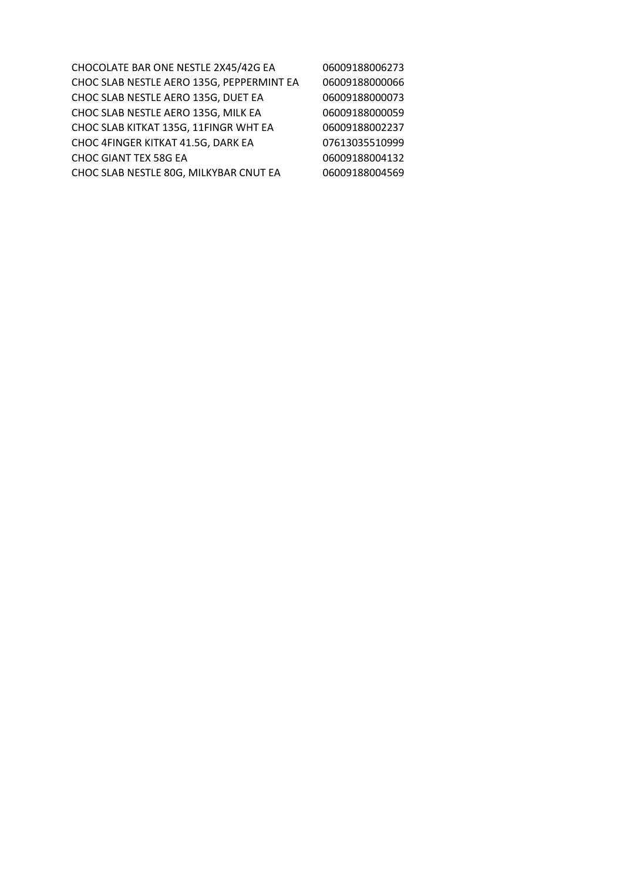| | |
|---|---|
| CHOCOLATE BAR ONE NESTLE 2X45/42G EA | 06009188006273 |
| CHOC SLAB NESTLE AERO 135G, PEPPERMINT EA | 06009188000066 |
| CHOC SLAB NESTLE AERO 135G, DUET EA | 06009188000073 |
| CHOC SLAB NESTLE AERO 135G, MILK EA | 06009188000059 |
| CHOC SLAB KITKAT 135G, 11FINGR WHT EA | 06009188002237 |
| CHOC 4FINGER KITKAT 41.5G, DARK EA | 07613035510999 |
| CHOC GIANT TEX 58G EA | 06009188004132 |
| CHOC SLAB NESTLE 80G, MILKYBAR CNUT EA | 06009188004569 |